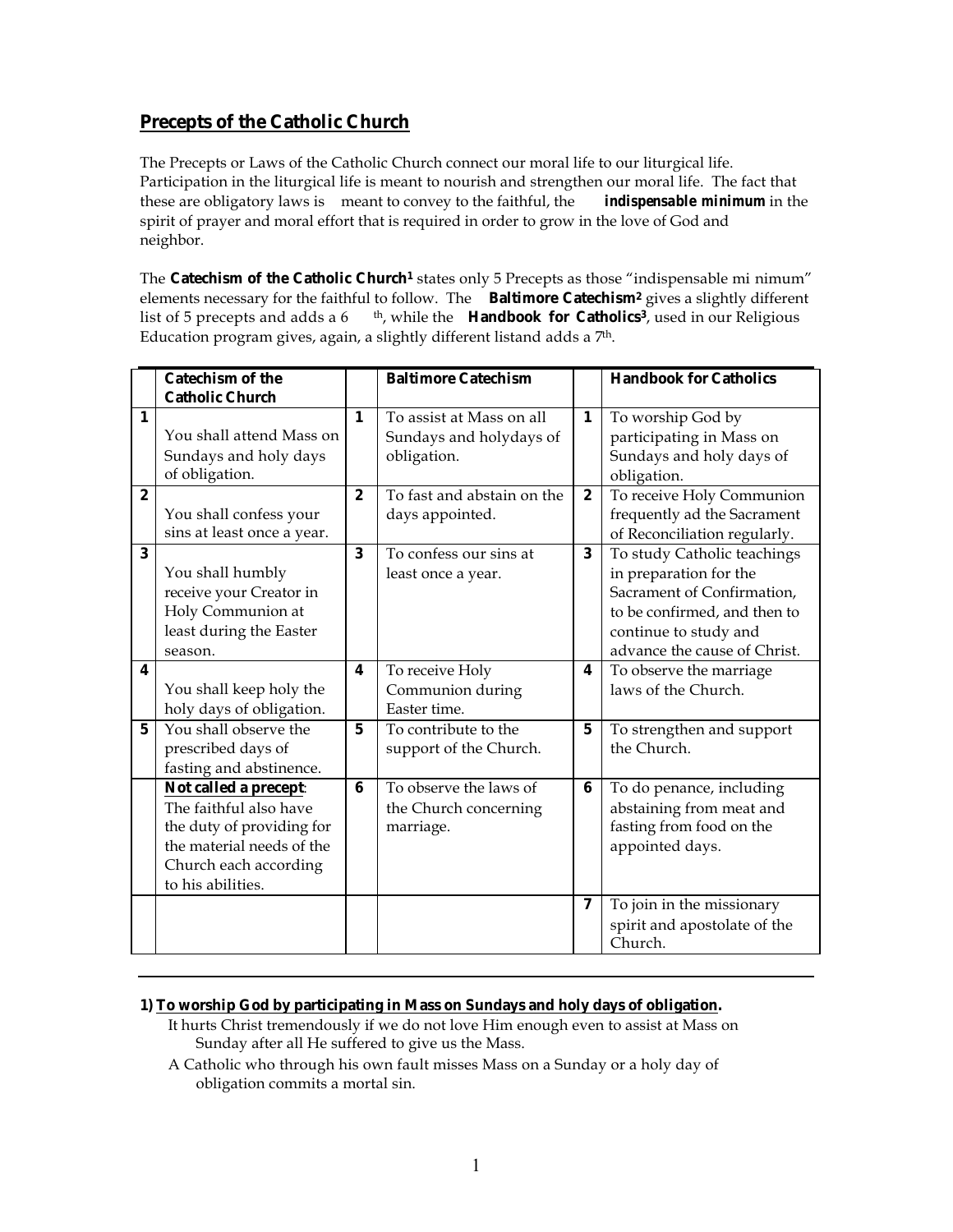## Precepts of the Catholic Church

The Precepts or Laws of the Catholic Church connect our moral life to our liturgical life. Participation in the liturgical life is meant to nourish and strengthen our moral life. The fact that these are obligatory laws is meant to convey to the faithful, the **indispensable minimum** in the spirit of prayer and moral effort that is required in order to grow in the love of God and neighbor.

The **Catechism of the Catholic Church**[1] states only 5 Precepts as those "indispensable mi nimum" elements necessary for the faithful to follow. The **Baltimore Catechism**[2] gives a slightly different list of 5 precepts and adds a 6th, while the **Handbook for Catholics**[3], used in our Religious Education program gives, again, a slightly different listand adds a 7th.

| | Catechism of the Catholic Church | | Baltimore Catechism | | Handbook for Catholics |
|---|---|---|---|---|---|
| 1 | You shall attend Mass on Sundays and holy days of obligation. | 1 | To assist at Mass on all Sundays and holydays of obligation. | 1 | To worship God by participating in Mass on Sundays and holy days of obligation. |
| 2 | You shall confess your sins at least once a year. | 2 | To fast and abstain on the days appointed. | 2 | To receive Holy Communion frequently ad the Sacrament of Reconciliation regularly. |
| 3 | You shall humbly receive your Creator in Holy Communion at least during the Easter season. | 3 | To confess our sins at least once a year. | 3 | To study Catholic teachings in preparation for the Sacrament of Confirmation, to be confirmed, and then to continue to study and advance the cause of Christ. |
| 4 | You shall keep holy the holy days of obligation. | 4 | To receive Holy Communion during Easter time. | 4 | To observe the marriage laws of the Church. |
| 5 | You shall observe the prescribed days of fasting and abstinence. | 5 | To contribute to the support of the Church. | 5 | To strengthen and support the Church. |
| | **Not called a precept**: The faithful also have the duty of providing for the material needs of the Church each according to his abilities. | 6 | To observe the laws of the Church concerning marriage. | 6 | To do penance, including abstaining from meat and fasting from food on the appointed days. |
| | | | | 7 | To join in the missionary spirit and apostolate of the Church. |

**1) To worship God by participating in Mass on Sundays and holy days of obligation.**

It hurts Christ tremendously if we do not love Him enough even to assist at Mass on Sunday after all He suffered to give us the Mass.

A Catholic who through his own fault misses Mass on a Sunday or a holy day of obligation commits a mortal sin.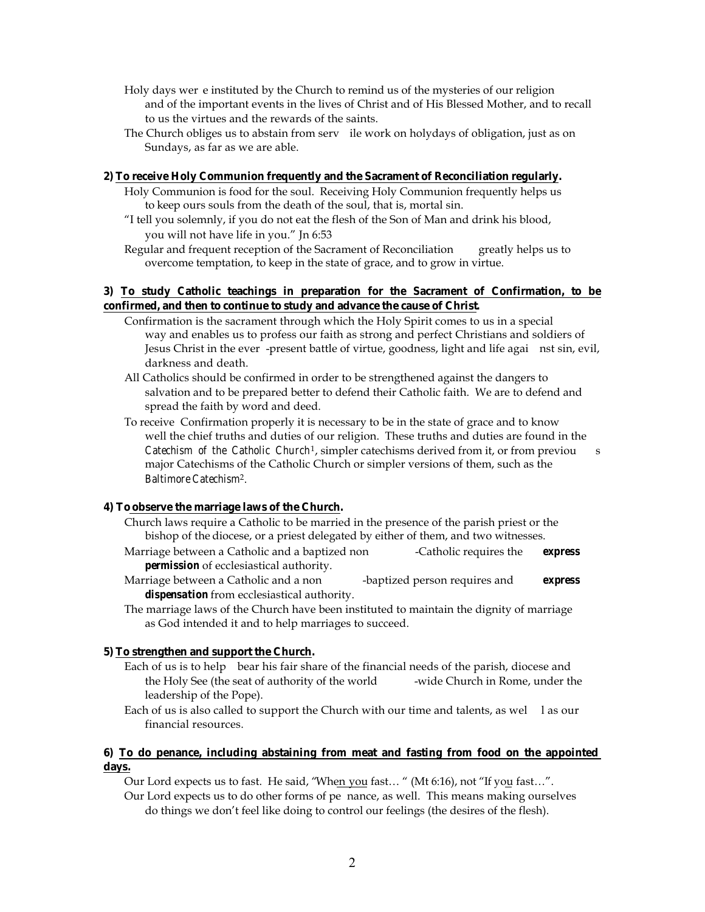Holy days were instituted by the Church to remind us of the mysteries of our religion and of the important events in the lives of Christ and of His Blessed Mother, and to recall to us the virtues and the rewards of the saints.

The Church obliges us to abstain from servile work on holydays of obligation, just as on Sundays, as far as we are able.

**2) To receive Holy Communion frequently and the Sacrament of Reconciliation regularly.**

Holy Communion is food for the soul. Receiving Holy Communion frequently helps us to keep ours souls from the death of the soul, that is, mortal sin.

"I tell you solemnly, if you do not eat the flesh of the Son of Man and drink his blood, you will not have life in you." Jn 6:53

Regular and frequent reception of the Sacrament of Reconciliation greatly helps us to overcome temptation, to keep in the state of grace, and to grow in virtue.

**3) To study Catholic teachings in preparation for the Sacrament of Confirmation, to be confirmed, and then to continue to study and advance the cause of Christ.**

Confirmation is the sacrament through which the Holy Spirit comes to us in a special way and enables us to profess our faith as strong and perfect Christians and soldiers of Jesus Christ in the ever-present battle of virtue, goodness, light and life against sin, evil, darkness and death.

All Catholics should be confirmed in order to be strengthened against the dangers to salvation and to be prepared better to defend their Catholic faith. We are to defend and spread the faith by word and deed.

To receive Confirmation properly it is necessary to be in the state of grace and to know well the chief truths and duties of our religion. These truths and duties are found in the *Catechism of the Catholic Church*[1], simpler catechisms derived from it, or from previous major Catechisms of the Catholic Church or simpler versions of them, such as the *Baltimore Catechism*[2].

**4) To observe the marriage laws of the Church.**

Church laws require a Catholic to be married in the presence of the parish priest or the bishop of the diocese, or a priest delegated by either of them, and two witnesses.

Marriage between a Catholic and a baptized non-Catholic requires the ***express permission*** of ecclesiastical authority.

Marriage between a Catholic and a non-baptized person requires and ***express dispensation*** from ecclesiastical authority.

The marriage laws of the Church have been instituted to maintain the dignity of marriage as God intended it and to help marriages to succeed.

**5) To strengthen and support the Church.**

Each of us is to help bear his fair share of the financial needs of the parish, diocese and the Holy See (the seat of authority of the world-wide Church in Rome, under the leadership of the Pope).

Each of us is also called to support the Church with our time and talents, as well as our financial resources.

**6) To do penance, including abstaining from meat and fasting from food on the appointed days.**

Our Lord expects us to fast. He said, "When you fast… " (Mt 6:16), not "If you fast…".

Our Lord expects us to do other forms of penance, as well. This means making ourselves do things we don't feel like doing to control our feelings (the desires of the flesh).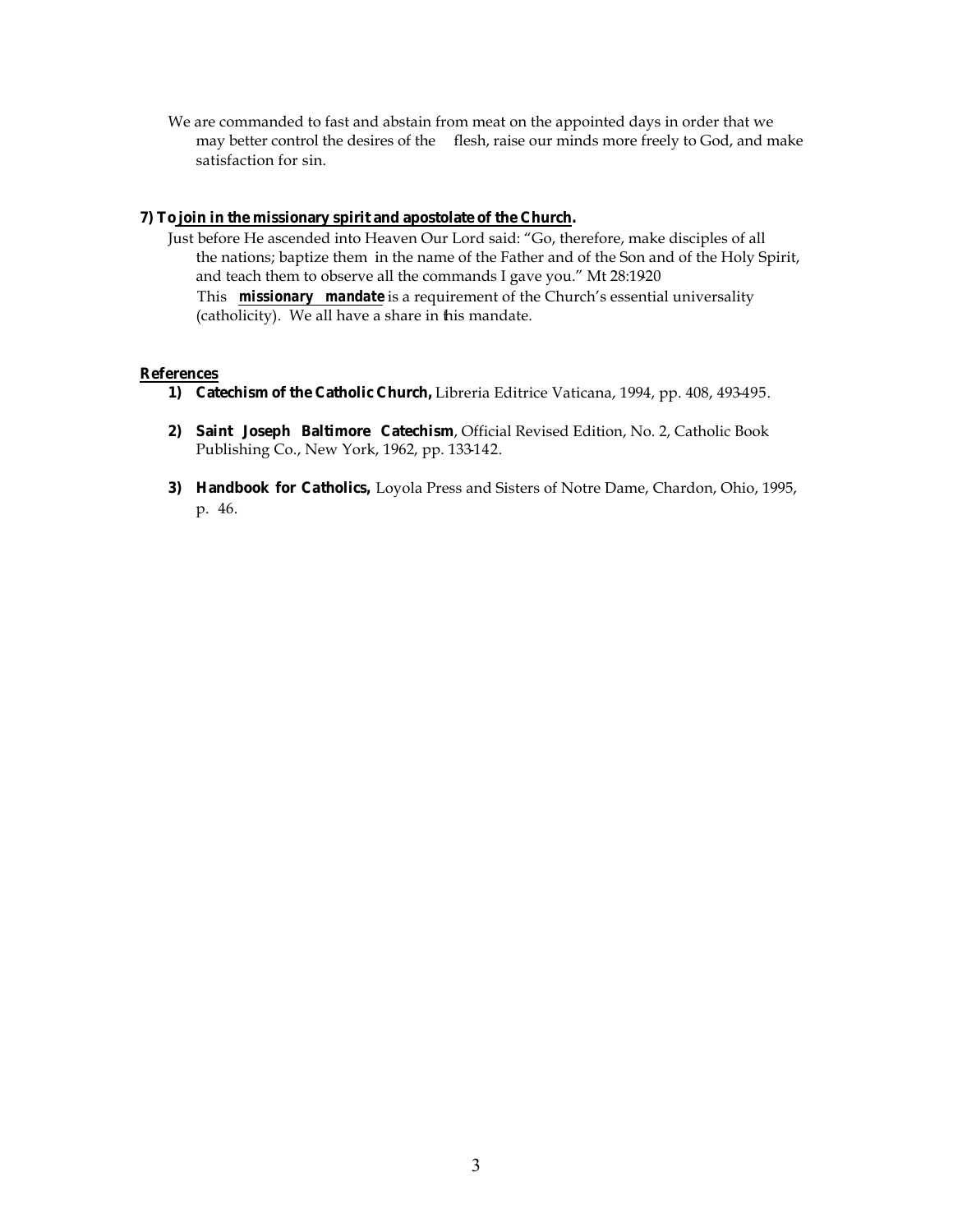We are commanded to fast and abstain from meat on the appointed days in order that we may better control the desires of the flesh, raise our minds more freely to God, and make satisfaction for sin.

**7) To join in the missionary spirit and apostolate of the Church.**

Just before He ascended into Heaven Our Lord said: "Go, therefore, make disciples of all the nations; baptize them in the name of the Father and of the Son and of the Holy Spirit, and teach them to observe all the commands I gave you." Mt 28:19-20

This ***missionary mandate*** is a requirement of the Church's essential universality (catholicity). We all have a share in this mandate.

**References**

1) **Catechism of the Catholic Church,** Libreria Editrice Vaticana, 1994, pp. 408, 493-495.

2) **Saint Joseph Baltimore Catechism**, Official Revised Edition, No. 2, Catholic Book Publishing Co., New York, 1962, pp. 133-142.

3) **Handbook for Catholics,** Loyola Press and Sisters of Notre Dame, Chardon, Ohio, 1995, p. 46.